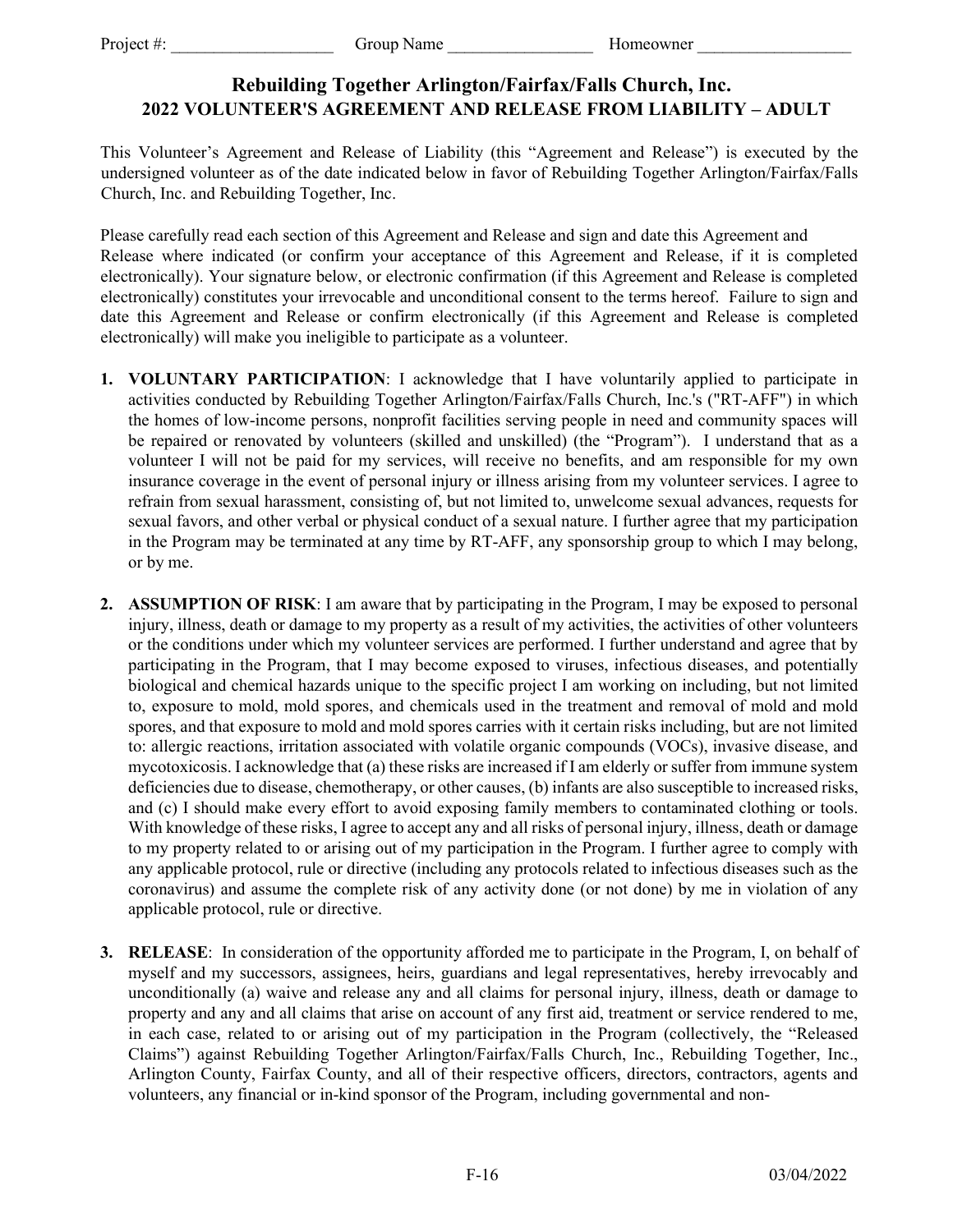Project #: ___________________ Group Name _________________ Homeowner __________________

# Rebuilding Together Arlington/Fairfax/Falls Church, Inc.
## 2022 VOLUNTEER'S AGREEMENT AND RELEASE FROM LIABILITY – ADULT

This Volunteer's Agreement and Release of Liability (this "Agreement and Release") is executed by the undersigned volunteer as of the date indicated below in favor of Rebuilding Together Arlington/Fairfax/Falls Church, Inc. and Rebuilding Together, Inc.

Please carefully read each section of this Agreement and Release and sign and date this Agreement and Release where indicated (or confirm your acceptance of this Agreement and Release, if it is completed electronically). Your signature below, or electronic confirmation (if this Agreement and Release is completed electronically) constitutes your irrevocable and unconditional consent to the terms hereof. Failure to sign and date this Agreement and Release or confirm electronically (if this Agreement and Release is completed electronically) will make you ineligible to participate as a volunteer.

1. **VOLUNTARY PARTICIPATION**: I acknowledge that I have voluntarily applied to participate in activities conducted by Rebuilding Together Arlington/Fairfax/Falls Church, Inc.'s ("RT-AFF") in which the homes of low-income persons, nonprofit facilities serving people in need and community spaces will be repaired or renovated by volunteers (skilled and unskilled) (the "Program"). I understand that as a volunteer I will not be paid for my services, will receive no benefits, and am responsible for my own insurance coverage in the event of personal injury or illness arising from my volunteer services. I agree to refrain from sexual harassment, consisting of, but not limited to, unwelcome sexual advances, requests for sexual favors, and other verbal or physical conduct of a sexual nature. I further agree that my participation in the Program may be terminated at any time by RT-AFF, any sponsorship group to which I may belong, or by me.

2. **ASSUMPTION OF RISK**: I am aware that by participating in the Program, I may be exposed to personal injury, illness, death or damage to my property as a result of my activities, the activities of other volunteers or the conditions under which my volunteer services are performed. I further understand and agree that by participating in the Program, that I may become exposed to viruses, infectious diseases, and potentially biological and chemical hazards unique to the specific project I am working on including, but not limited to, exposure to mold, mold spores, and chemicals used in the treatment and removal of mold and mold spores, and that exposure to mold and mold spores carries with it certain risks including, but are not limited to: allergic reactions, irritation associated with volatile organic compounds (VOCs), invasive disease, and mycotoxicosis. I acknowledge that (a) these risks are increased if I am elderly or suffer from immune system deficiencies due to disease, chemotherapy, or other causes, (b) infants are also susceptible to increased risks, and (c) I should make every effort to avoid exposing family members to contaminated clothing or tools. With knowledge of these risks, I agree to accept any and all risks of personal injury, illness, death or damage to my property related to or arising out of my participation in the Program. I further agree to comply with any applicable protocol, rule or directive (including any protocols related to infectious diseases such as the coronavirus) and assume the complete risk of any activity done (or not done) by me in violation of any applicable protocol, rule or directive.

3. **RELEASE**: In consideration of the opportunity afforded me to participate in the Program, I, on behalf of myself and my successors, assignees, heirs, guardians and legal representatives, hereby irrevocably and unconditionally (a) waive and release any and all claims for personal injury, illness, death or damage to property and any and all claims that arise on account of any first aid, treatment or service rendered to me, in each case, related to or arising out of my participation in the Program (collectively, the "Released Claims") against Rebuilding Together Arlington/Fairfax/Falls Church, Inc., Rebuilding Together, Inc., Arlington County, Fairfax County, and all of their respective officers, directors, contractors, agents and volunteers, any financial or in-kind sponsor of the Program, including governmental and non-

F-16 03/04/2022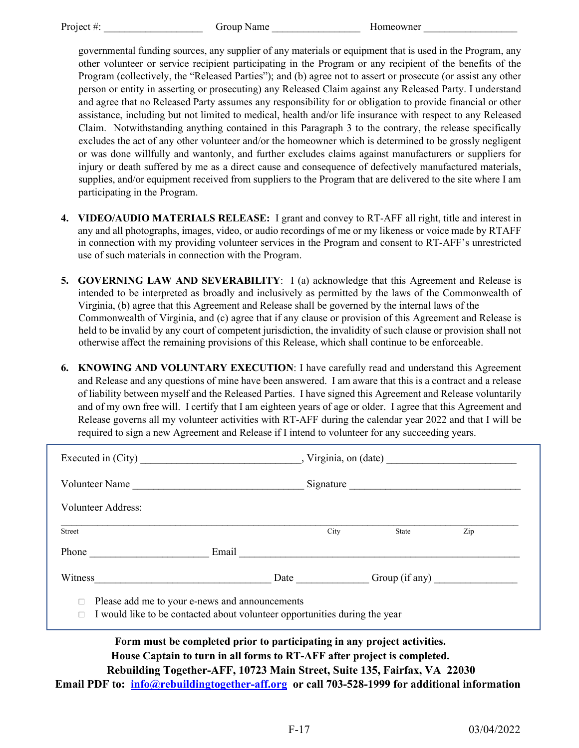Project #: __________________ Group Name ________________ Homeowner _________________

governmental funding sources, any supplier of any materials or equipment that is used in the Program, any other volunteer or service recipient participating in the Program or any recipient of the benefits of the Program (collectively, the "Released Parties"); and (b) agree not to assert or prosecute (or assist any other person or entity in asserting or prosecuting) any Released Claim against any Released Party. I understand and agree that no Released Party assumes any responsibility for or obligation to provide financial or other assistance, including but not limited to medical, health and/or life insurance with respect to any Released Claim. Notwithstanding anything contained in this Paragraph 3 to the contrary, the release specifically excludes the act of any other volunteer and/or the homeowner which is determined to be grossly negligent or was done willfully and wantonly, and further excludes claims against manufacturers or suppliers for injury or death suffered by me as a direct cause and consequence of defectively manufactured materials, supplies, and/or equipment received from suppliers to the Program that are delivered to the site where I am participating in the Program.

4. **VIDEO/AUDIO MATERIALS RELEASE:** I grant and convey to RT-AFF all right, title and interest in any and all photographs, images, video, or audio recordings of me or my likeness or voice made by RTAFF in connection with my providing volunteer services in the Program and consent to RT-AFF's unrestricted use of such materials in connection with the Program.

5. **GOVERNING LAW AND SEVERABILITY**: I (a) acknowledge that this Agreement and Release is intended to be interpreted as broadly and inclusively as permitted by the laws of the Commonwealth of Virginia, (b) agree that this Agreement and Release shall be governed by the internal laws of the Commonwealth of Virginia, and (c) agree that if any clause or provision of this Agreement and Release is held to be invalid by any court of competent jurisdiction, the invalidity of such clause or provision shall not otherwise affect the remaining provisions of this Release, which shall continue to be enforceable.

6. **KNOWING AND VOLUNTARY EXECUTION**: I have carefully read and understand this Agreement and Release and any questions of mine have been answered. I am aware that this is a contract and a release of liability between myself and the Released Parties. I have signed this Agreement and Release voluntarily and of my own free will. I certify that I am eighteen years of age or older. I agree that this Agreement and Release governs all my volunteer activities with RT-AFF during the calendar year 2022 and that I will be required to sign a new Agreement and Release if I intend to volunteer for any succeeding years.

Executed in (City) ______________________________, Virginia, on (date) ________________________

Volunteer Name ________________________________ Signature ________________________________

Volunteer Address:

______________________________________________________________________________________
Street City State Zip

Phone ______________________ Email ____________________________________________________

Witness_________________________________ Date _____________ Group (if any) _______________

- □ Please add me to your e-news and announcements
- □ I would like to be contacted about volunteer opportunities during the year

**Form must be completed prior to participating in any project activities.**
**House Captain to turn in all forms to RT-AFF after project is completed.**
**Rebuilding Together-AFF, 10723 Main Street, Suite 135, Fairfax, VA 22030**
**Email PDF to: info@rebuildingtogether-aff.org or call 703-528-1999 for additional information**

F-17 03/04/2022